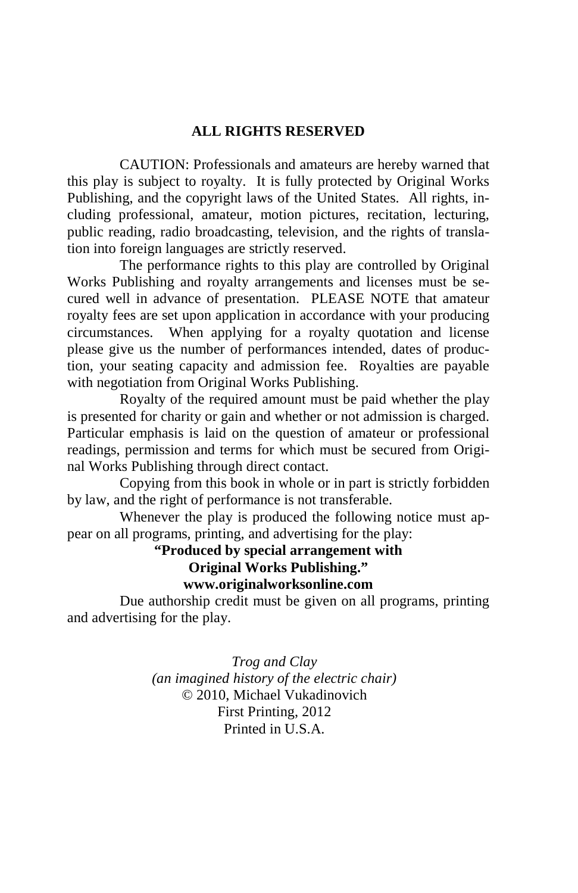**ALL RIGHTS RESERVED**

CAUTION: Professionals and amateurs are hereby warned that this play is subject to royalty. It is fully protected by Original Works Publishing, and the copyright laws of the United States. All rights, including professional, amateur, motion pictures, recitation, lecturing, public reading, radio broadcasting, television, and the rights of translation into foreign languages are strictly reserved.

The performance rights to this play are controlled by Original Works Publishing and royalty arrangements and licenses must be secured well in advance of presentation. PLEASE NOTE that amateur royalty fees are set upon application in accordance with your producing circumstances. When applying for a royalty quotation and license please give us the number of performances intended, dates of production, your seating capacity and admission fee. Royalties are payable with negotiation from Original Works Publishing.

Royalty of the required amount must be paid whether the play is presented for charity or gain and whether or not admission is charged. Particular emphasis is laid on the question of amateur or professional readings, permission and terms for which must be secured from Original Works Publishing through direct contact.

Copying from this book in whole or in part is strictly forbidden by law, and the right of performance is not transferable.

Whenever the play is produced the following notice must appear on all programs, printing, and advertising for the play:

**"Produced by special arrangement with**
**Original Works Publishing."**
**www.originalworksonline.com**

Due authorship credit must be given on all programs, printing and advertising for the play.

*Trog and Clay*
*(an imagined history of the electric chair)*
© 2010, Michael Vukadinovich
First Printing, 2012
Printed in U.S.A.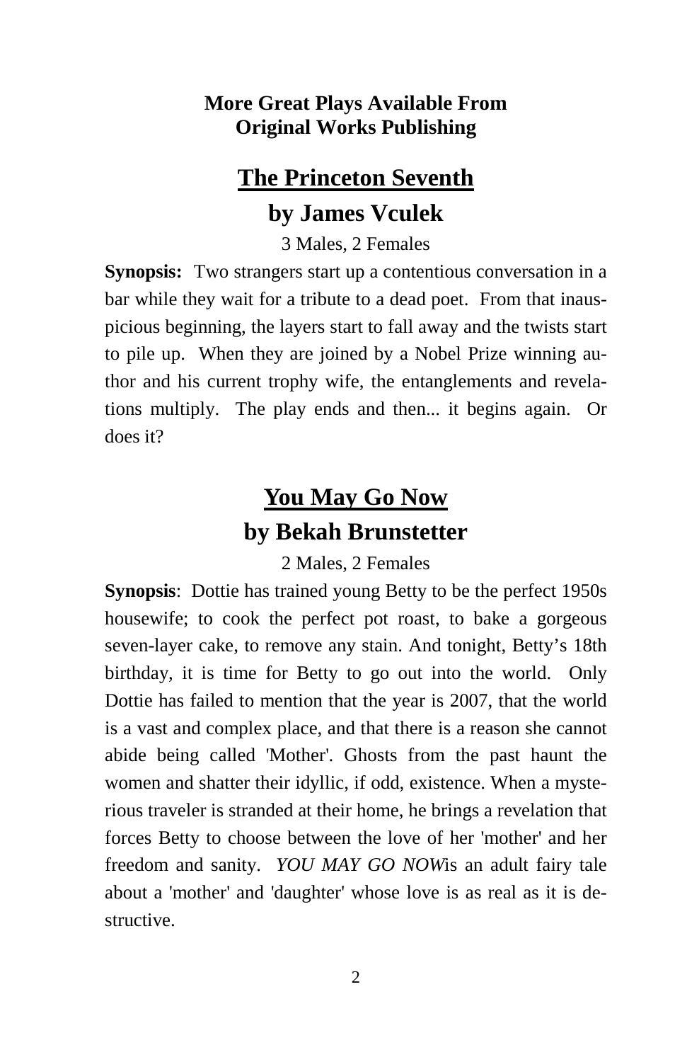**More Great Plays Available From Original Works Publishing**

## The Princeton Seventh

### by James Vculek

3 Males, 2 Females

**Synopsis:** Two strangers start up a contentious conversation in a bar while they wait for a tribute to a dead poet. From that inauspicious beginning, the layers start to fall away and the twists start to pile up. When they are joined by a Nobel Prize winning author and his current trophy wife, the entanglements and revelations multiply. The play ends and then... it begins again. Or does it?

## You May Go Now

### by Bekah Brunstetter

2 Males, 2 Females

**Synopsis**: Dottie has trained young Betty to be the perfect 1950s housewife; to cook the perfect pot roast, to bake a gorgeous seven-layer cake, to remove any stain. And tonight, Betty's 18th birthday, it is time for Betty to go out into the world. Only Dottie has failed to mention that the year is 2007, that the world is a vast and complex place, and that there is a reason she cannot abide being called 'Mother'. Ghosts from the past haunt the women and shatter their idyllic, if odd, existence. When a mysterious traveler is stranded at their home, he brings a revelation that forces Betty to choose between the love of her 'mother' and her freedom and sanity. *YOU MAY GO NOW*is an adult fairy tale about a 'mother' and 'daughter' whose love is as real as it is destructive.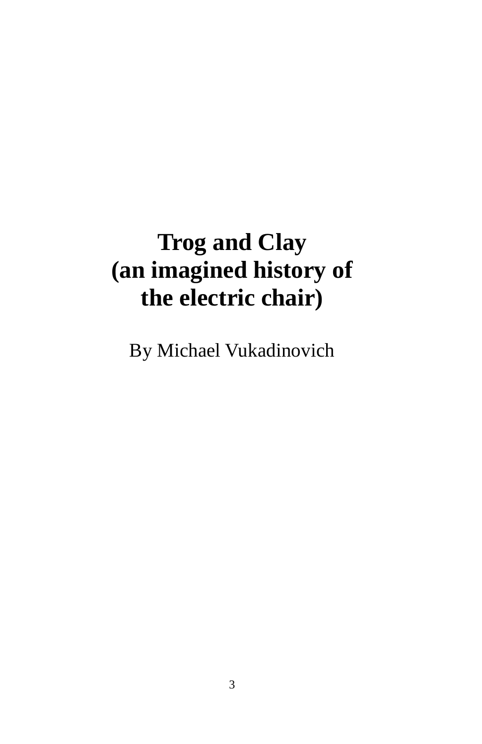# Trog and Clay (an imagined history of the electric chair)

By Michael Vukadinovich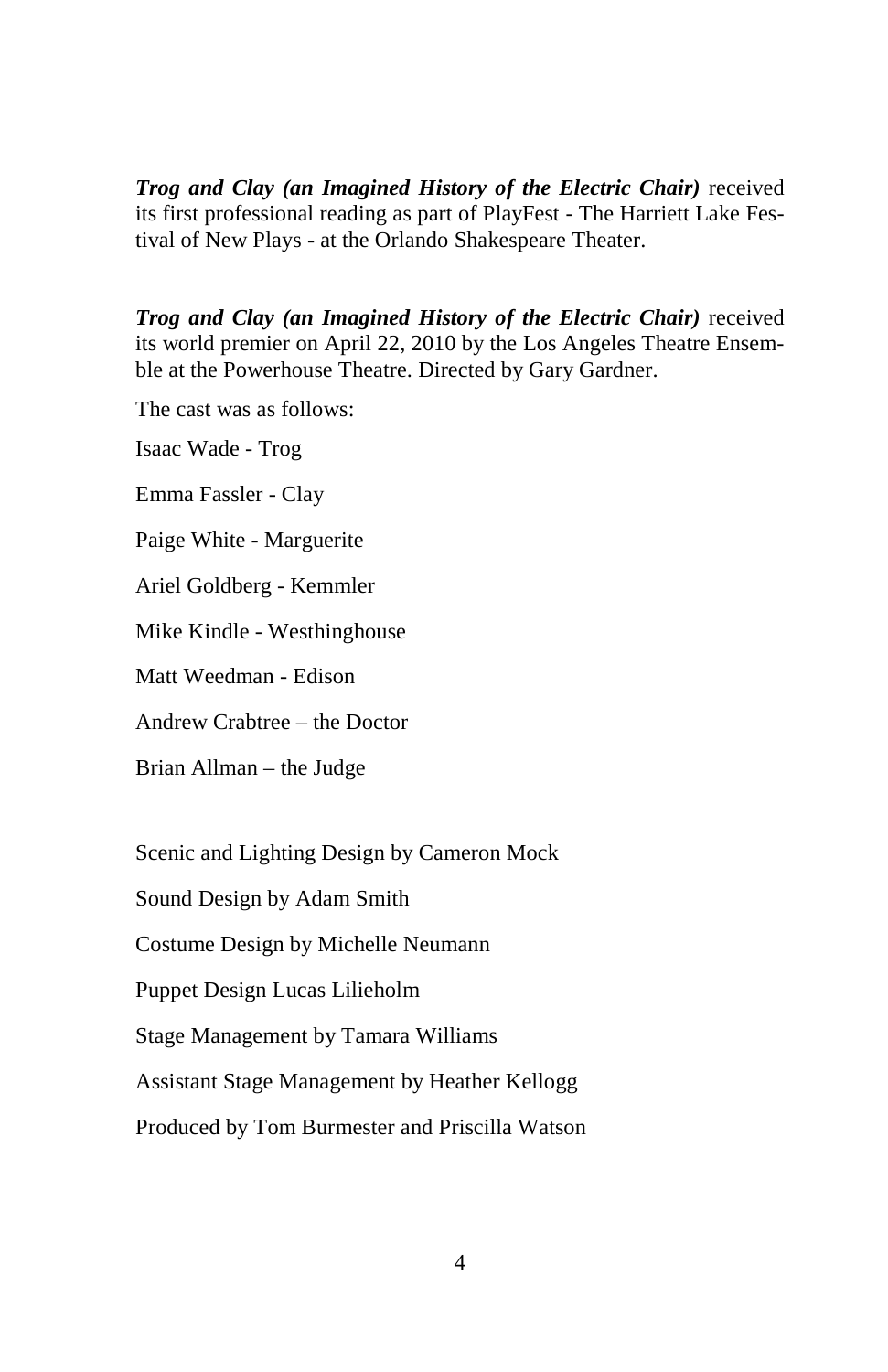***Trog and Clay (an Imagined History of the Electric Chair)*** received its first professional reading as part of PlayFest - The Harriett Lake Festival of New Plays - at the Orlando Shakespeare Theater.

***Trog and Clay (an Imagined History of the Electric Chair)*** received its world premier on April 22, 2010 by the Los Angeles Theatre Ensemble at the Powerhouse Theatre. Directed by Gary Gardner.

The cast was as follows:

Isaac Wade - Trog

Emma Fassler - Clay

Paige White - Marguerite

Ariel Goldberg - Kemmler

Mike Kindle - Westhinghouse

Matt Weedman - Edison

Andrew Crabtree – the Doctor

Brian Allman – the Judge

Scenic and Lighting Design by Cameron Mock

Sound Design by Adam Smith

Costume Design by Michelle Neumann

Puppet Design Lucas Lilieholm

Stage Management by Tamara Williams

Assistant Stage Management by Heather Kellogg

Produced by Tom Burmester and Priscilla Watson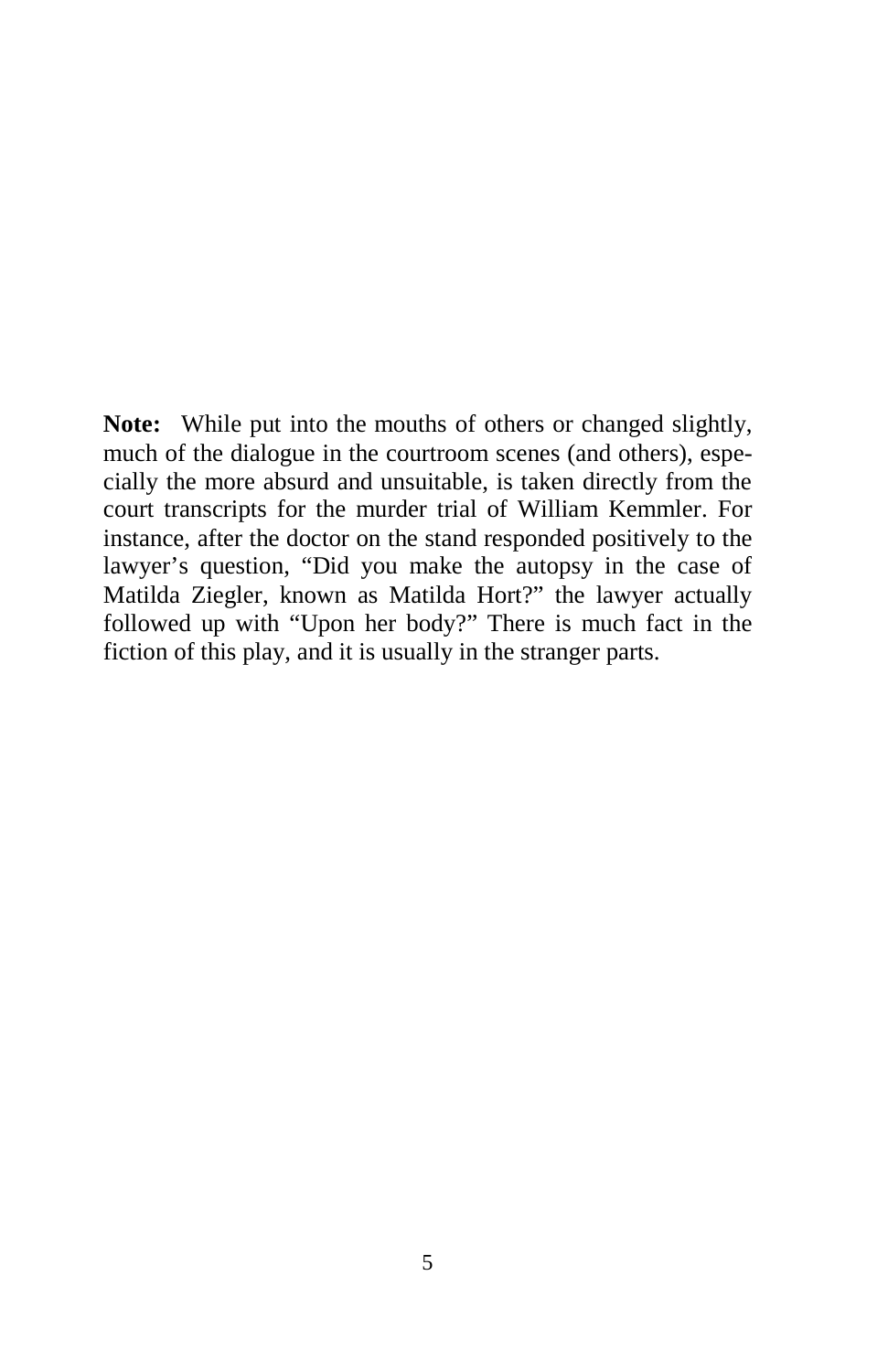**Note:** While put into the mouths of others or changed slightly, much of the dialogue in the courtroom scenes (and others), especially the more absurd and unsuitable, is taken directly from the court transcripts for the murder trial of William Kemmler. For instance, after the doctor on the stand responded positively to the lawyer's question, "Did you make the autopsy in the case of Matilda Ziegler, known as Matilda Hort?" the lawyer actually followed up with "Upon her body?" There is much fact in the fiction of this play, and it is usually in the stranger parts.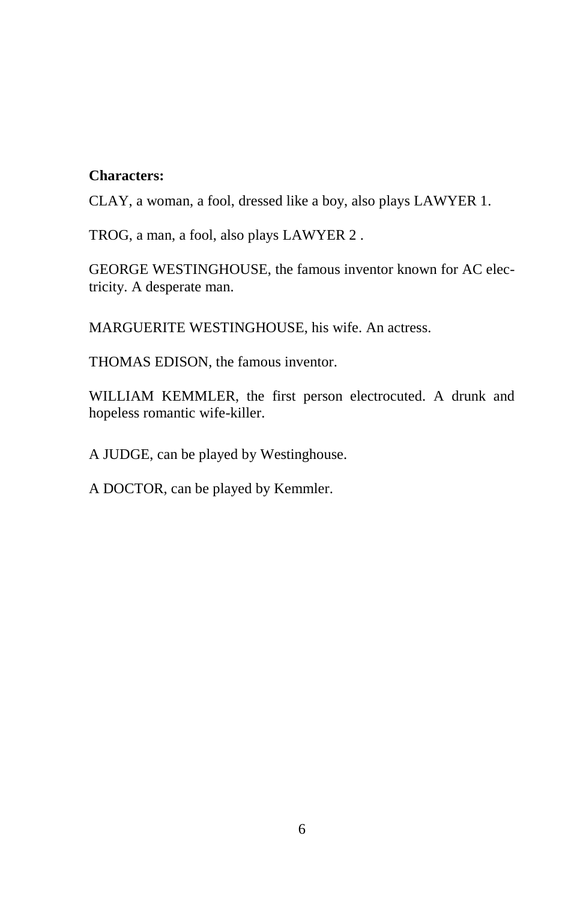**Characters:**

CLAY, a woman, a fool, dressed like a boy, also plays LAWYER 1.

TROG, a man, a fool, also plays LAWYER 2 .

GEORGE WESTINGHOUSE, the famous inventor known for AC electricity. A desperate man.

MARGUERITE WESTINGHOUSE, his wife. An actress.

THOMAS EDISON, the famous inventor.

WILLIAM KEMMLER, the first person electrocuted. A drunk and hopeless romantic wife-killer.

A JUDGE, can be played by Westinghouse.

A DOCTOR, can be played by Kemmler.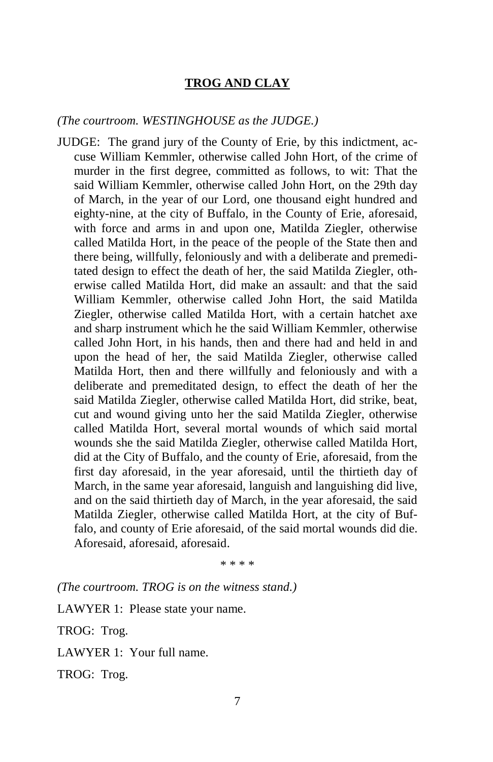# **TROG AND CLAY**

*(The courtroom. WESTINGHOUSE as the JUDGE.)*

JUDGE: The grand jury of the County of Erie, by this indictment, accuse William Kemmler, otherwise called John Hort, of the crime of murder in the first degree, committed as follows, to wit: That the said William Kemmler, otherwise called John Hort, on the 29th day of March, in the year of our Lord, one thousand eight hundred and eighty-nine, at the city of Buffalo, in the County of Erie, aforesaid, with force and arms in and upon one, Matilda Ziegler, otherwise called Matilda Hort, in the peace of the people of the State then and there being, willfully, feloniously and with a deliberate and premeditated design to effect the death of her, the said Matilda Ziegler, otherwise called Matilda Hort, did make an assault: and that the said William Kemmler, otherwise called John Hort, the said Matilda Ziegler, otherwise called Matilda Hort, with a certain hatchet axe and sharp instrument which he the said William Kemmler, otherwise called John Hort, in his hands, then and there had and held in and upon the head of her, the said Matilda Ziegler, otherwise called Matilda Hort, then and there willfully and feloniously and with a deliberate and premeditated design, to effect the death of her the said Matilda Ziegler, otherwise called Matilda Hort, did strike, beat, cut and wound giving unto her the said Matilda Ziegler, otherwise called Matilda Hort, several mortal wounds of which said mortal wounds she the said Matilda Ziegler, otherwise called Matilda Hort, did at the City of Buffalo, and the county of Erie, aforesaid, from the first day aforesaid, in the year aforesaid, until the thirtieth day of March, in the same year aforesaid, languish and languishing did live, and on the said thirtieth day of March, in the year aforesaid, the said Matilda Ziegler, otherwise called Matilda Hort, at the city of Buffalo, and county of Erie aforesaid, of the said mortal wounds did die. Aforesaid, aforesaid, aforesaid.

\* \* \* \*

*(The courtroom. TROG is on the witness stand.)*

LAWYER 1: Please state your name.

TROG: Trog.

LAWYER 1: Your full name.

TROG: Trog.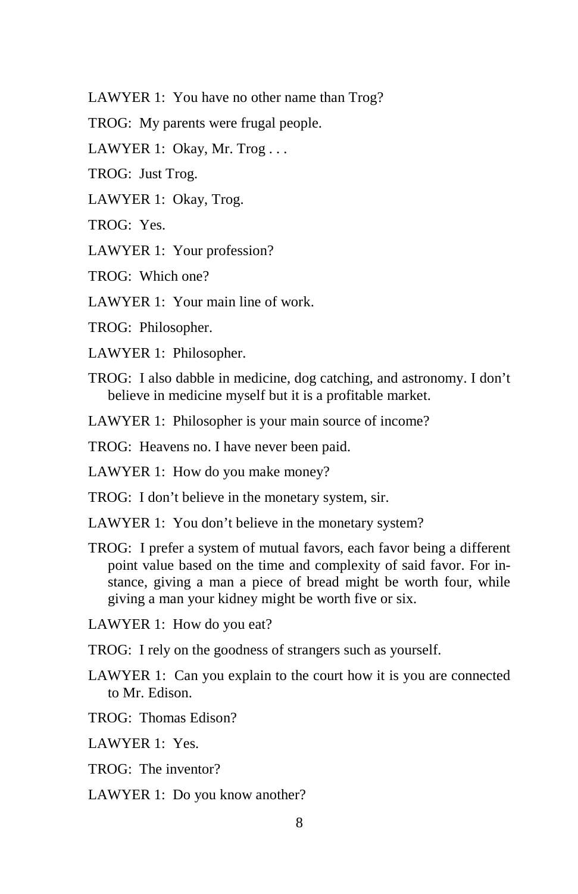LAWYER 1: You have no other name than Trog?

TROG: My parents were frugal people.

LAWYER 1: Okay, Mr. Trog . . .

TROG: Just Trog.

LAWYER 1: Okay, Trog.

TROG: Yes.

LAWYER 1: Your profession?

TROG: Which one?

LAWYER 1: Your main line of work.

TROG: Philosopher.

LAWYER 1: Philosopher.

TROG: I also dabble in medicine, dog catching, and astronomy. I don't believe in medicine myself but it is a profitable market.

LAWYER 1: Philosopher is your main source of income?

TROG: Heavens no. I have never been paid.

LAWYER 1: How do you make money?

TROG: I don't believe in the monetary system, sir.

LAWYER 1: You don't believe in the monetary system?

TROG: I prefer a system of mutual favors, each favor being a different point value based on the time and complexity of said favor. For instance, giving a man a piece of bread might be worth four, while giving a man your kidney might be worth five or six.

LAWYER 1: How do you eat?

TROG: I rely on the goodness of strangers such as yourself.

LAWYER 1: Can you explain to the court how it is you are connected to Mr. Edison.

TROG: Thomas Edison?

LAWYER 1: Yes.

TROG: The inventor?

LAWYER 1: Do you know another?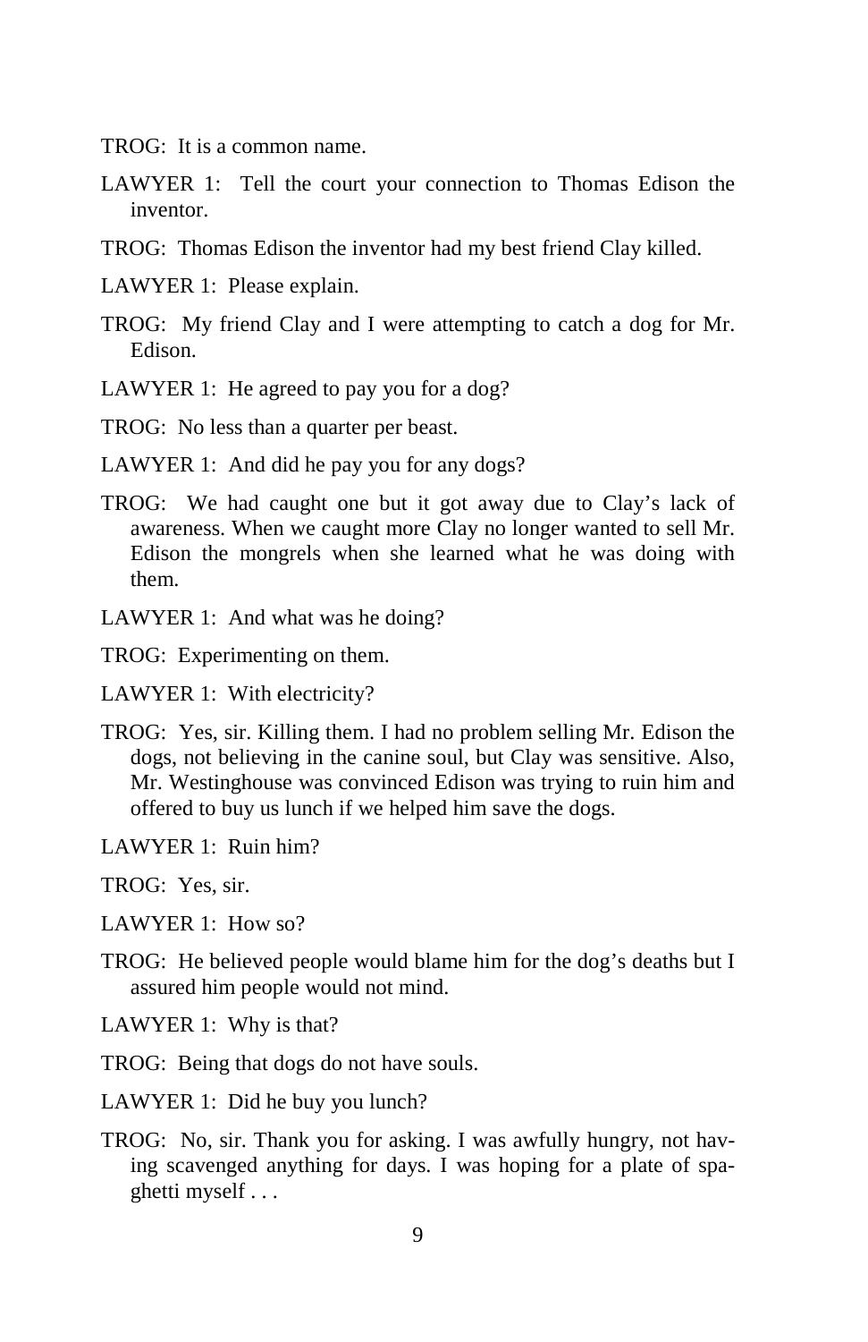TROG: It is a common name.

LAWYER 1: Tell the court your connection to Thomas Edison the inventor.

TROG: Thomas Edison the inventor had my best friend Clay killed.

LAWYER 1: Please explain.

TROG: My friend Clay and I were attempting to catch a dog for Mr. Edison.

LAWYER 1: He agreed to pay you for a dog?

TROG: No less than a quarter per beast.

LAWYER 1: And did he pay you for any dogs?

TROG: We had caught one but it got away due to Clay's lack of awareness. When we caught more Clay no longer wanted to sell Mr. Edison the mongrels when she learned what he was doing with them.

LAWYER 1: And what was he doing?

TROG: Experimenting on them.

LAWYER 1: With electricity?

TROG: Yes, sir. Killing them. I had no problem selling Mr. Edison the dogs, not believing in the canine soul, but Clay was sensitive. Also, Mr. Westinghouse was convinced Edison was trying to ruin him and offered to buy us lunch if we helped him save the dogs.

LAWYER 1: Ruin him?

TROG: Yes, sir.

LAWYER 1: How so?

TROG: He believed people would blame him for the dog's deaths but I assured him people would not mind.

LAWYER 1: Why is that?

TROG: Being that dogs do not have souls.

LAWYER 1: Did he buy you lunch?

TROG: No, sir. Thank you for asking. I was awfully hungry, not having scavenged anything for days. I was hoping for a plate of spaghetti myself . . .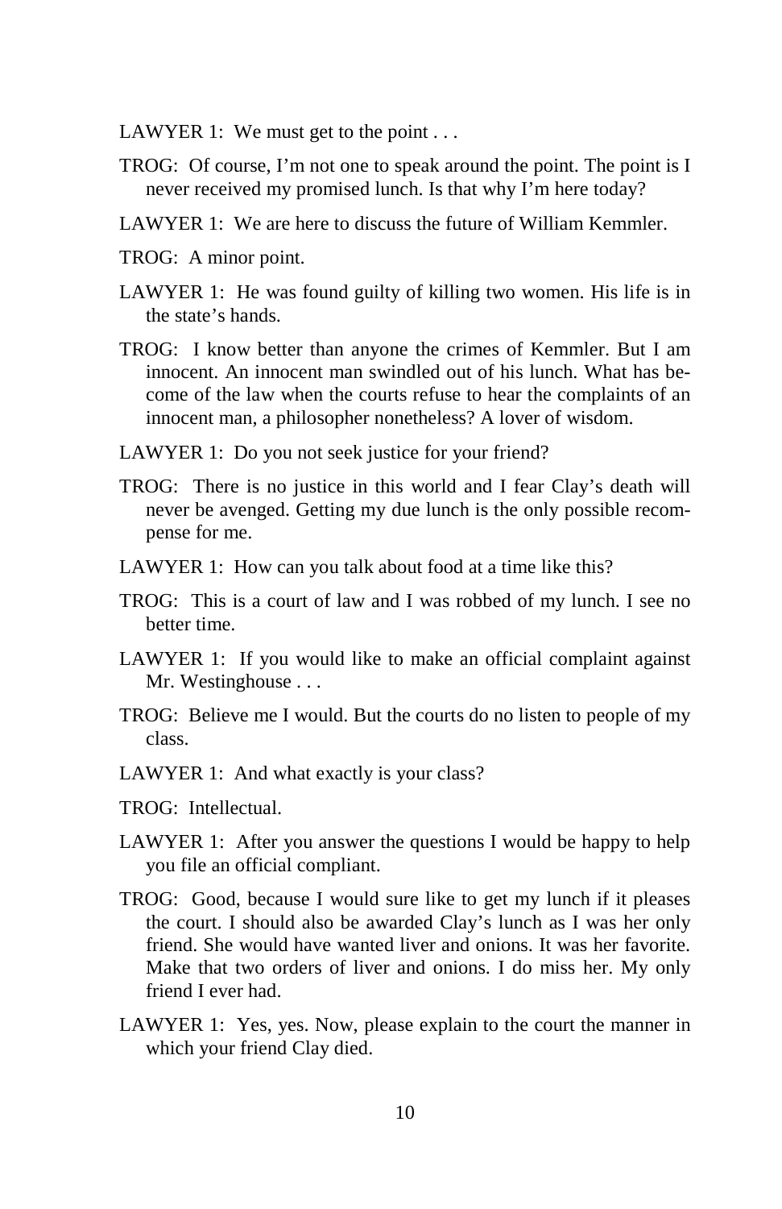LAWYER 1: We must get to the point . . .

TROG: Of course, I'm not one to speak around the point. The point is I never received my promised lunch. Is that why I'm here today?

LAWYER 1: We are here to discuss the future of William Kemmler.

TROG: A minor point.

LAWYER 1: He was found guilty of killing two women. His life is in the state's hands.

TROG: I know better than anyone the crimes of Kemmler. But I am innocent. An innocent man swindled out of his lunch. What has become of the law when the courts refuse to hear the complaints of an innocent man, a philosopher nonetheless? A lover of wisdom.

LAWYER 1: Do you not seek justice for your friend?

TROG: There is no justice in this world and I fear Clay's death will never be avenged. Getting my due lunch is the only possible recompense for me.

LAWYER 1: How can you talk about food at a time like this?

TROG: This is a court of law and I was robbed of my lunch. I see no better time.

LAWYER 1: If you would like to make an official complaint against Mr. Westinghouse . . .

TROG: Believe me I would. But the courts do no listen to people of my class.

LAWYER 1: And what exactly is your class?

TROG: Intellectual.

LAWYER 1: After you answer the questions I would be happy to help you file an official compliant.

TROG: Good, because I would sure like to get my lunch if it pleases the court. I should also be awarded Clay's lunch as I was her only friend. She would have wanted liver and onions. It was her favorite. Make that two orders of liver and onions. I do miss her. My only friend I ever had.

LAWYER 1: Yes, yes. Now, please explain to the court the manner in which your friend Clay died.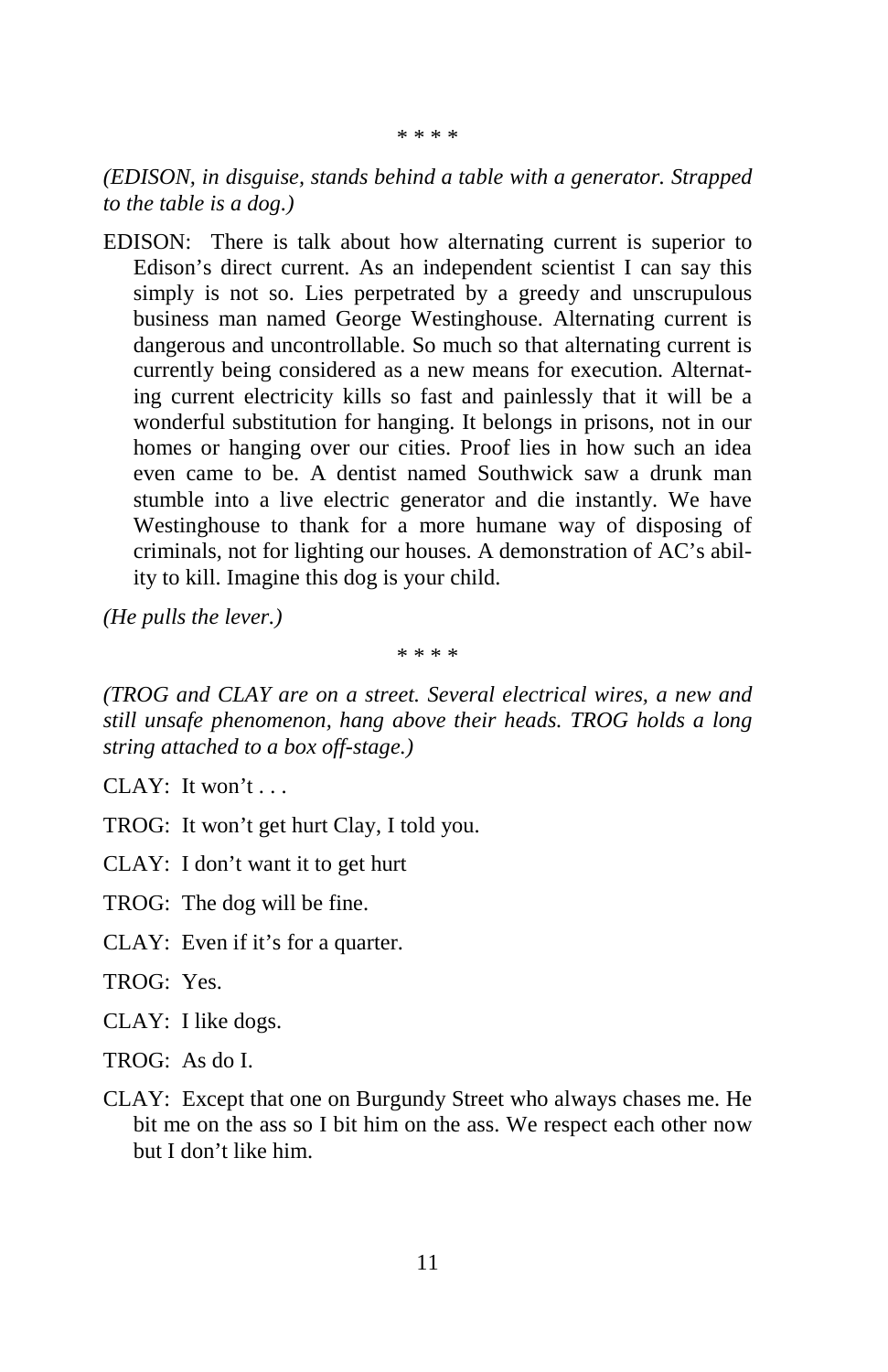\* \* \* \*

*(EDISON, in disguise, stands behind a table with a generator. Strapped to the table is a dog.)*

EDISON: There is talk about how alternating current is superior to Edison's direct current. As an independent scientist I can say this simply is not so. Lies perpetrated by a greedy and unscrupulous business man named George Westinghouse. Alternating current is dangerous and uncontrollable. So much so that alternating current is currently being considered as a new means for execution. Alternating current electricity kills so fast and painlessly that it will be a wonderful substitution for hanging. It belongs in prisons, not in our homes or hanging over our cities. Proof lies in how such an idea even came to be. A dentist named Southwick saw a drunk man stumble into a live electric generator and die instantly. We have Westinghouse to thank for a more humane way of disposing of criminals, not for lighting our houses. A demonstration of AC's ability to kill. Imagine this dog is your child.

*(He pulls the lever.)*

\* \* \* \*

*(TROG and CLAY are on a street. Several electrical wires, a new and still unsafe phenomenon, hang above their heads. TROG holds a long string attached to a box off-stage.)*

CLAY: It won't . . .

TROG: It won't get hurt Clay, I told you.

CLAY: I don't want it to get hurt

TROG: The dog will be fine.

CLAY: Even if it's for a quarter.

TROG: Yes.

CLAY: I like dogs.

TROG: As do I.

CLAY: Except that one on Burgundy Street who always chases me. He bit me on the ass so I bit him on the ass. We respect each other now but I don't like him.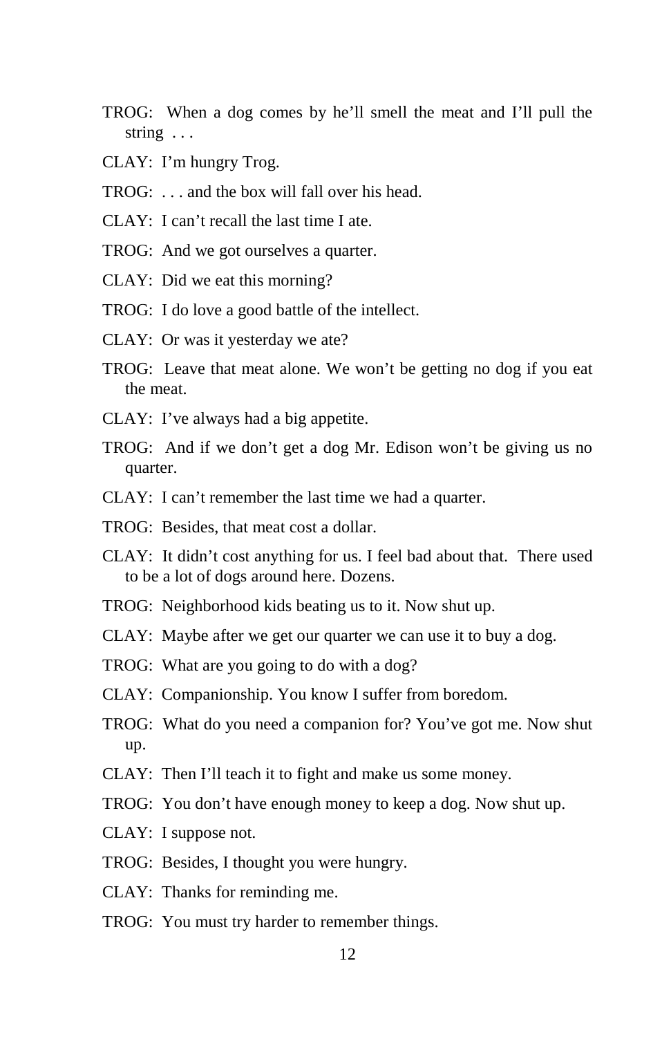TROG: When a dog comes by he'll smell the meat and I'll pull the string . . .

CLAY: I'm hungry Trog.

TROG: . . . and the box will fall over his head.

CLAY: I can't recall the last time I ate.

TROG: And we got ourselves a quarter.

CLAY: Did we eat this morning?

TROG: I do love a good battle of the intellect.

CLAY: Or was it yesterday we ate?

TROG: Leave that meat alone. We won't be getting no dog if you eat the meat.

CLAY: I've always had a big appetite.

TROG: And if we don't get a dog Mr. Edison won't be giving us no quarter.

CLAY: I can't remember the last time we had a quarter.

TROG: Besides, that meat cost a dollar.

CLAY: It didn't cost anything for us. I feel bad about that. There used to be a lot of dogs around here. Dozens.

TROG: Neighborhood kids beating us to it. Now shut up.

CLAY: Maybe after we get our quarter we can use it to buy a dog.

TROG: What are you going to do with a dog?

CLAY: Companionship. You know I suffer from boredom.

TROG: What do you need a companion for? You've got me. Now shut up.

CLAY: Then I'll teach it to fight and make us some money.

TROG: You don't have enough money to keep a dog. Now shut up.

CLAY: I suppose not.

TROG: Besides, I thought you were hungry.

CLAY: Thanks for reminding me.

TROG: You must try harder to remember things.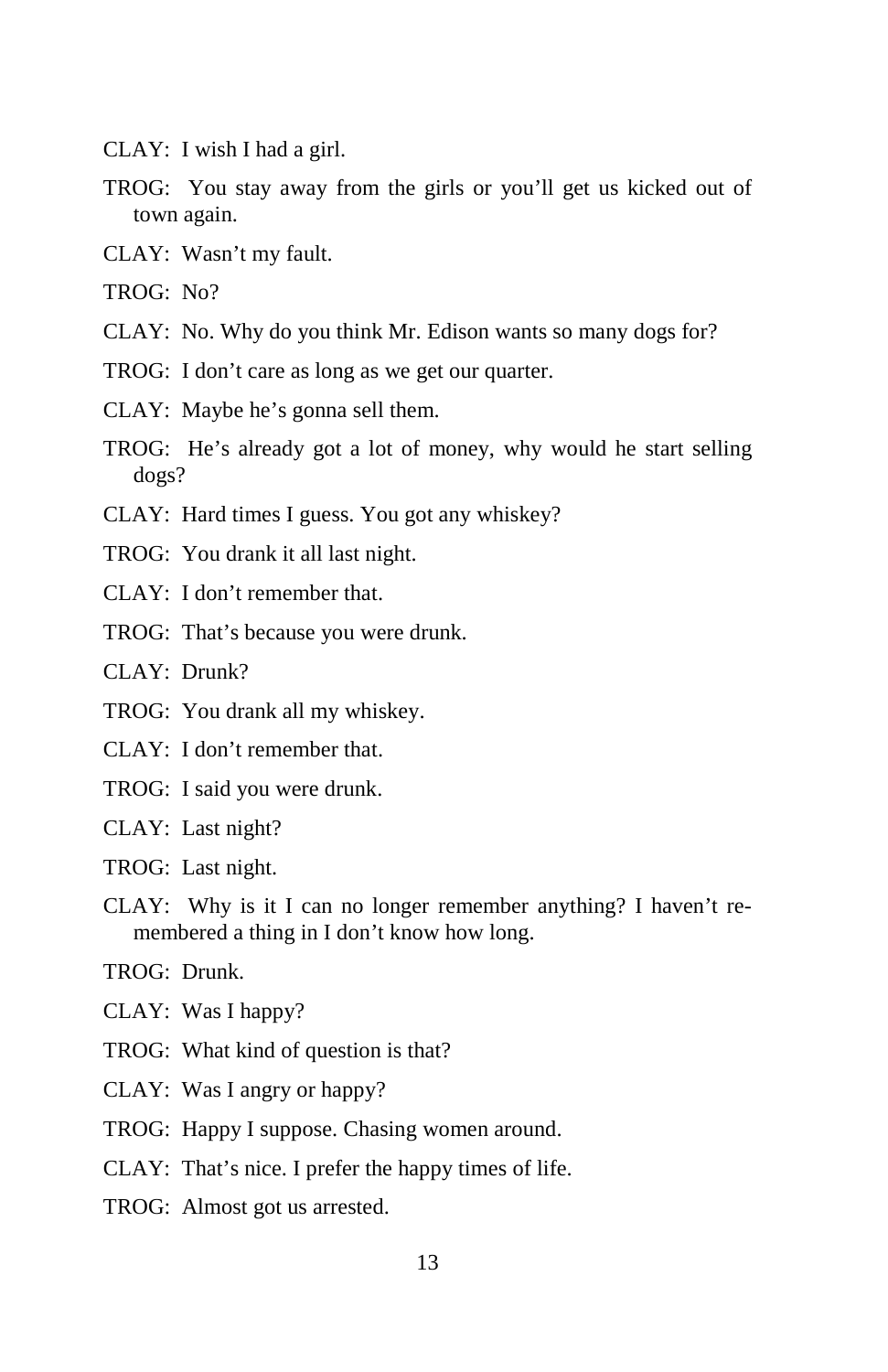CLAY: I wish I had a girl.

TROG: You stay away from the girls or you'll get us kicked out of town again.

CLAY: Wasn't my fault.

TROG: No?

CLAY: No. Why do you think Mr. Edison wants so many dogs for?

TROG: I don't care as long as we get our quarter.

CLAY: Maybe he's gonna sell them.

TROG: He's already got a lot of money, why would he start selling dogs?

CLAY: Hard times I guess. You got any whiskey?

TROG: You drank it all last night.

CLAY: I don't remember that.

TROG: That's because you were drunk.

CLAY: Drunk?

TROG: You drank all my whiskey.

CLAY: I don't remember that.

TROG: I said you were drunk.

CLAY: Last night?

TROG: Last night.

CLAY: Why is it I can no longer remember anything? I haven't remembered a thing in I don't know how long.

TROG: Drunk.

CLAY: Was I happy?

TROG: What kind of question is that?

CLAY: Was I angry or happy?

TROG: Happy I suppose. Chasing women around.

CLAY: That's nice. I prefer the happy times of life.

TROG: Almost got us arrested.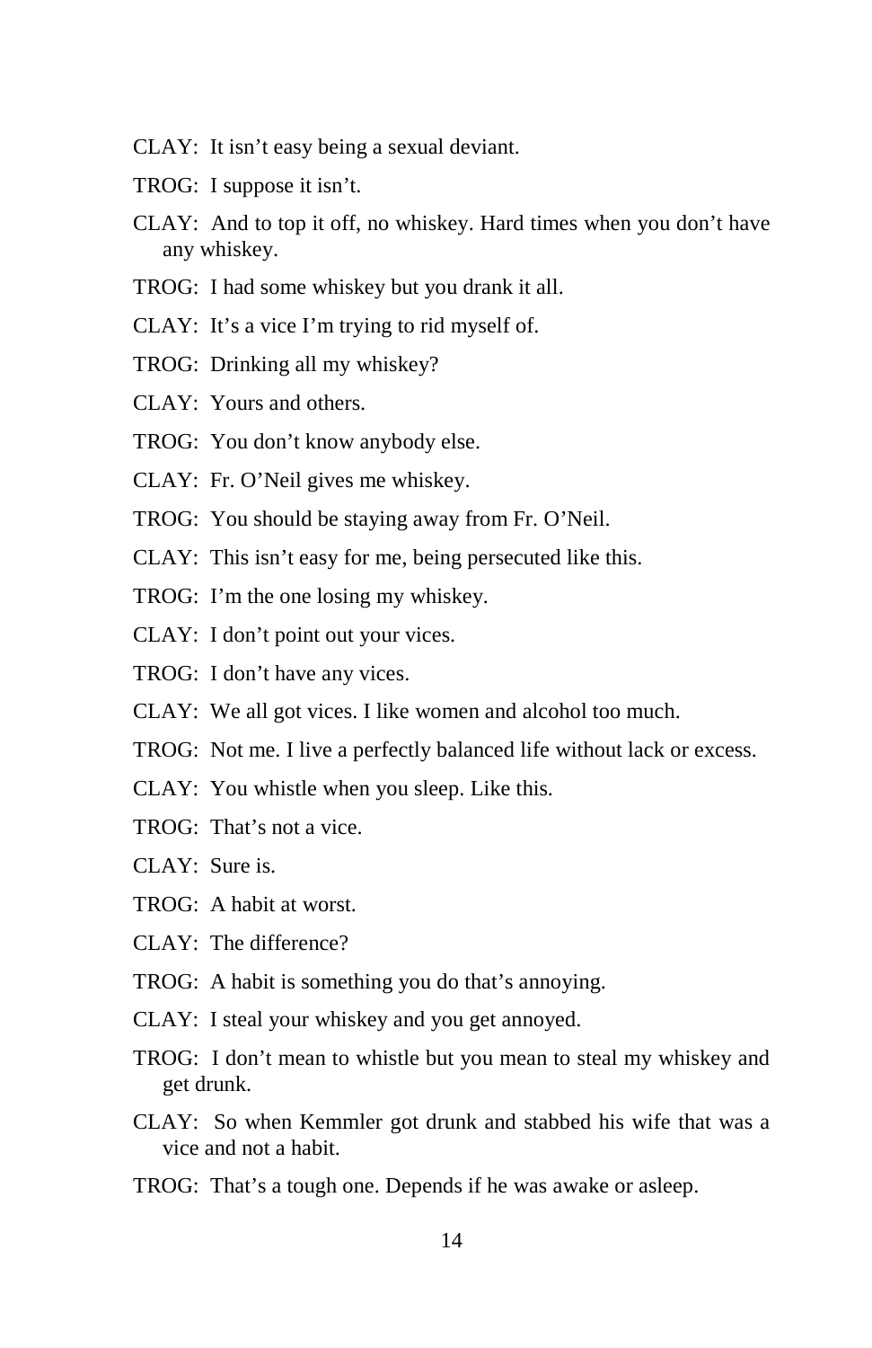CLAY: It isn't easy being a sexual deviant.

TROG: I suppose it isn't.

CLAY: And to top it off, no whiskey. Hard times when you don't have any whiskey.

TROG: I had some whiskey but you drank it all.

CLAY: It's a vice I'm trying to rid myself of.

TROG: Drinking all my whiskey?

CLAY: Yours and others.

TROG: You don't know anybody else.

CLAY: Fr. O'Neil gives me whiskey.

TROG: You should be staying away from Fr. O'Neil.

CLAY: This isn't easy for me, being persecuted like this.

TROG: I'm the one losing my whiskey.

CLAY: I don't point out your vices.

TROG: I don't have any vices.

CLAY: We all got vices. I like women and alcohol too much.

TROG: Not me. I live a perfectly balanced life without lack or excess.

CLAY: You whistle when you sleep. Like this.

TROG: That's not a vice.

CLAY: Sure is.

TROG: A habit at worst.

CLAY: The difference?

TROG: A habit is something you do that's annoying.

CLAY: I steal your whiskey and you get annoyed.

TROG: I don't mean to whistle but you mean to steal my whiskey and get drunk.

CLAY: So when Kemmler got drunk and stabbed his wife that was a vice and not a habit.

TROG: That's a tough one. Depends if he was awake or asleep.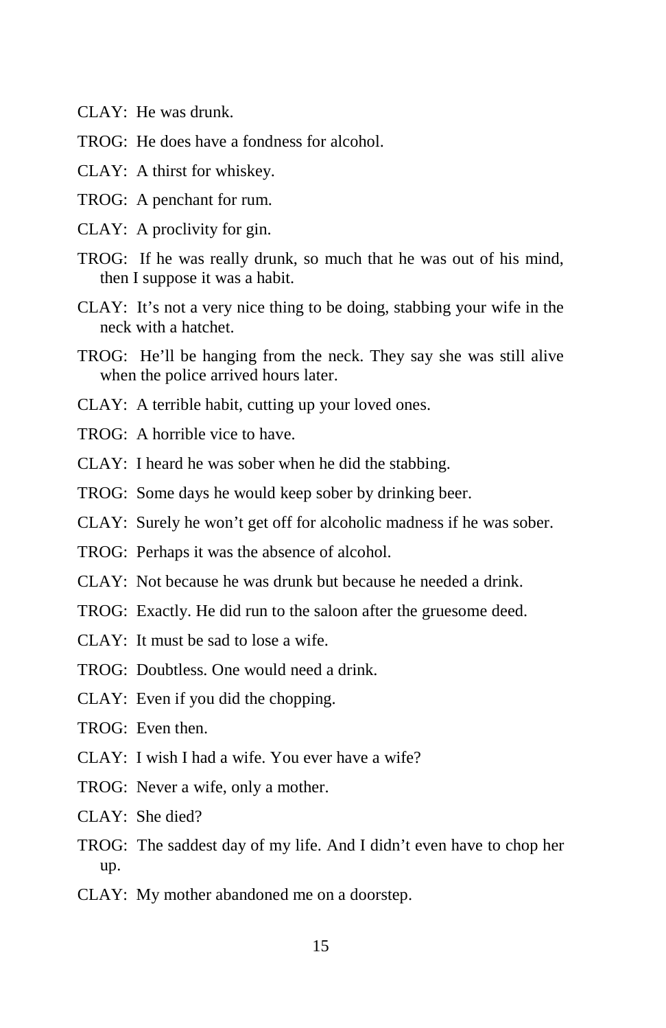CLAY: He was drunk.

TROG: He does have a fondness for alcohol.

CLAY: A thirst for whiskey.

TROG: A penchant for rum.

CLAY: A proclivity for gin.

TROG: If he was really drunk, so much that he was out of his mind, then I suppose it was a habit.

CLAY: It's not a very nice thing to be doing, stabbing your wife in the neck with a hatchet.

TROG: He'll be hanging from the neck. They say she was still alive when the police arrived hours later.

CLAY: A terrible habit, cutting up your loved ones.

TROG: A horrible vice to have.

CLAY: I heard he was sober when he did the stabbing.

TROG: Some days he would keep sober by drinking beer.

CLAY: Surely he won't get off for alcoholic madness if he was sober.

TROG: Perhaps it was the absence of alcohol.

CLAY: Not because he was drunk but because he needed a drink.

TROG: Exactly. He did run to the saloon after the gruesome deed.

CLAY: It must be sad to lose a wife.

TROG: Doubtless. One would need a drink.

CLAY: Even if you did the chopping.

TROG: Even then.

CLAY: I wish I had a wife. You ever have a wife?

TROG: Never a wife, only a mother.

CLAY: She died?

TROG: The saddest day of my life. And I didn't even have to chop her up.

CLAY: My mother abandoned me on a doorstep.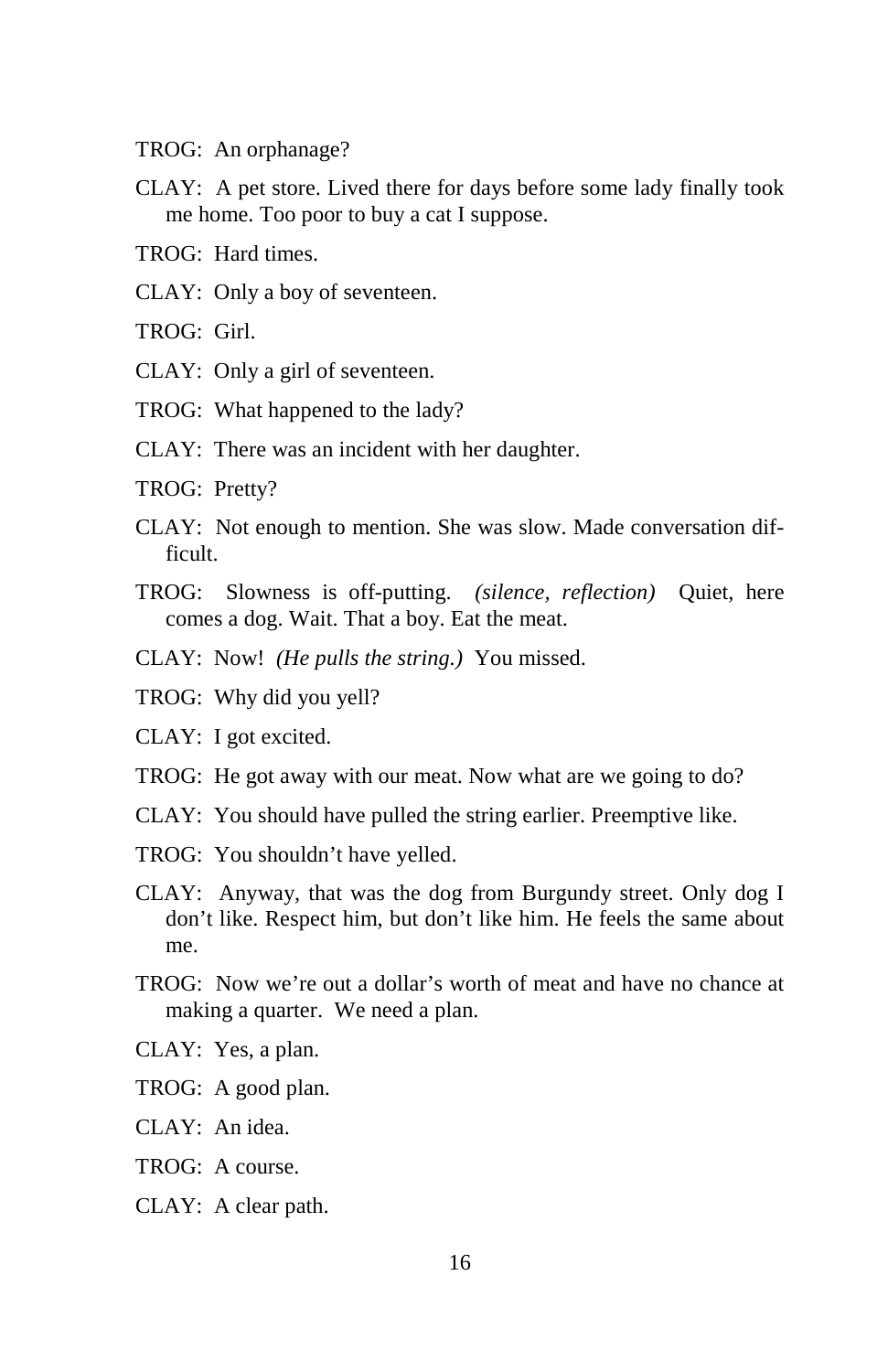TROG: An orphanage?

CLAY: A pet store. Lived there for days before some lady finally took me home. Too poor to buy a cat I suppose.

TROG: Hard times.

CLAY: Only a boy of seventeen.

TROG: Girl.

CLAY: Only a girl of seventeen.

TROG: What happened to the lady?

CLAY: There was an incident with her daughter.

TROG: Pretty?

CLAY: Not enough to mention. She was slow. Made conversation difficult.

TROG: Slowness is off-putting. *(silence, reflection)* Quiet, here comes a dog. Wait. That a boy. Eat the meat.

CLAY: Now! *(He pulls the string.)* You missed.

TROG: Why did you yell?

CLAY: I got excited.

TROG: He got away with our meat. Now what are we going to do?

CLAY: You should have pulled the string earlier. Preemptive like.

TROG: You shouldn't have yelled.

CLAY: Anyway, that was the dog from Burgundy street. Only dog I don't like. Respect him, but don't like him. He feels the same about me.

TROG: Now we're out a dollar's worth of meat and have no chance at making a quarter. We need a plan.

CLAY: Yes, a plan.

TROG: A good plan.

CLAY: An idea.

TROG: A course.

CLAY: A clear path.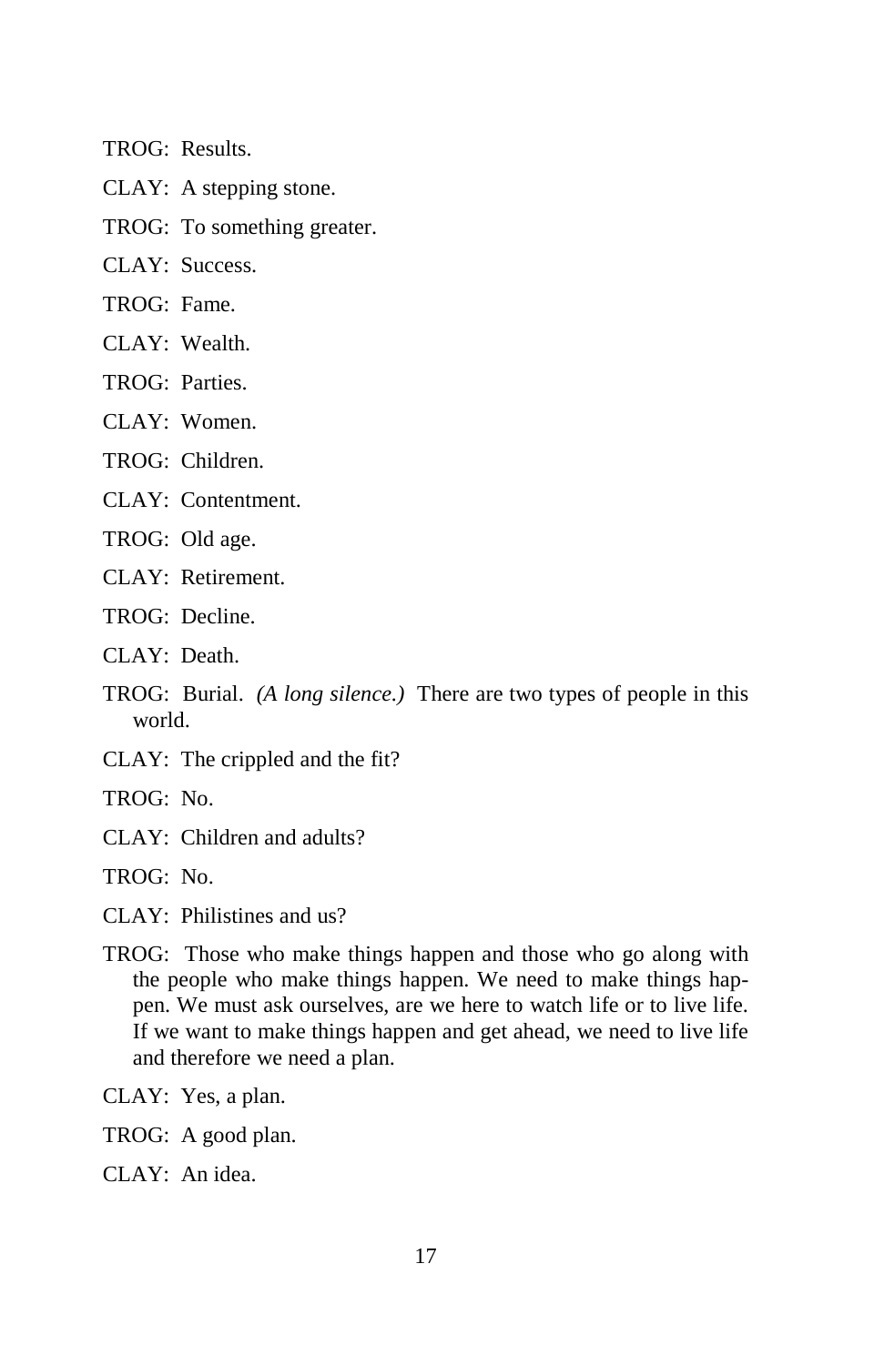TROG: Results.

CLAY: A stepping stone.

TROG: To something greater.

CLAY: Success.

TROG: Fame.

CLAY: Wealth.

TROG: Parties.

CLAY: Women.

TROG: Children.

CLAY: Contentment.

TROG: Old age.

CLAY: Retirement.

TROG: Decline.

CLAY: Death.

TROG: Burial. *(A long silence.)* There are two types of people in this world.

CLAY: The crippled and the fit?

TROG: No.

CLAY: Children and adults?

TROG: No.

CLAY: Philistines and us?

TROG: Those who make things happen and those who go along with the people who make things happen. We need to make things happen. We must ask ourselves, are we here to watch life or to live life. If we want to make things happen and get ahead, we need to live life and therefore we need a plan.

CLAY: Yes, a plan.

TROG: A good plan.

CLAY: An idea.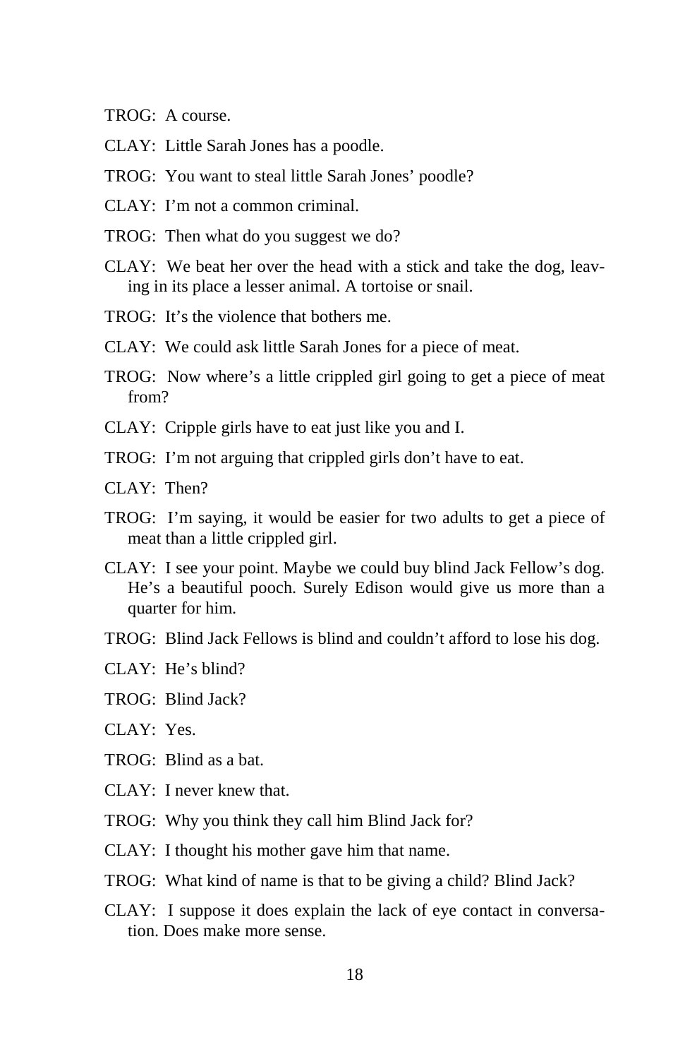TROG: A course.

CLAY: Little Sarah Jones has a poodle.

TROG: You want to steal little Sarah Jones' poodle?

CLAY: I'm not a common criminal.

TROG: Then what do you suggest we do?

CLAY: We beat her over the head with a stick and take the dog, leaving in its place a lesser animal. A tortoise or snail.

TROG: It's the violence that bothers me.

CLAY: We could ask little Sarah Jones for a piece of meat.

TROG: Now where's a little crippled girl going to get a piece of meat from?

CLAY: Cripple girls have to eat just like you and I.

TROG: I'm not arguing that crippled girls don't have to eat.

CLAY: Then?

TROG: I'm saying, it would be easier for two adults to get a piece of meat than a little crippled girl.

CLAY: I see your point. Maybe we could buy blind Jack Fellow's dog. He's a beautiful pooch. Surely Edison would give us more than a quarter for him.

TROG: Blind Jack Fellows is blind and couldn't afford to lose his dog.

CLAY: He's blind?

TROG: Blind Jack?

CLAY: Yes.

TROG: Blind as a bat.

CLAY: I never knew that.

TROG: Why you think they call him Blind Jack for?

CLAY: I thought his mother gave him that name.

TROG: What kind of name is that to be giving a child? Blind Jack?

CLAY: I suppose it does explain the lack of eye contact in conversation. Does make more sense.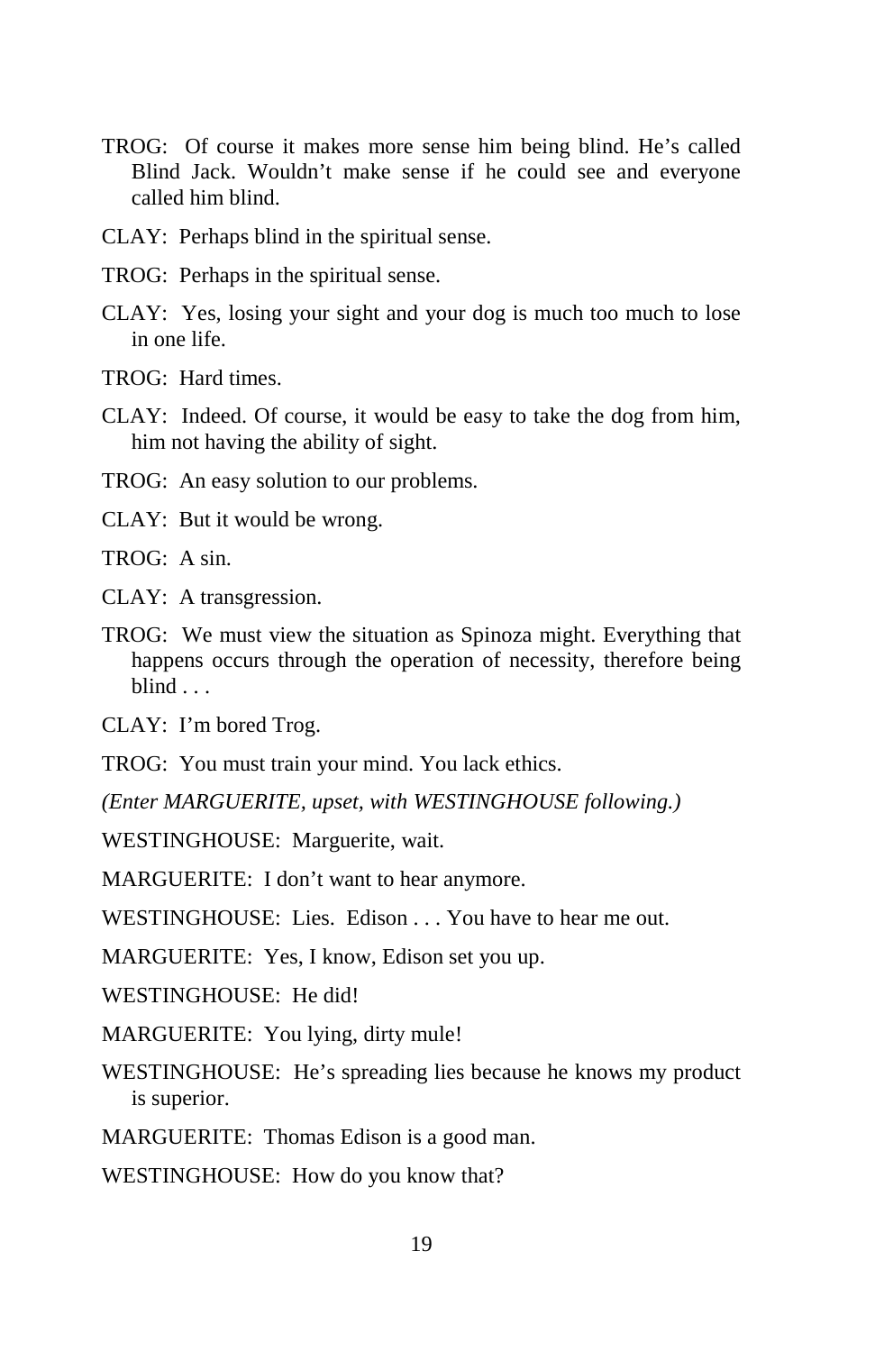TROG: Of course it makes more sense him being blind. He's called Blind Jack. Wouldn't make sense if he could see and everyone called him blind.

CLAY: Perhaps blind in the spiritual sense.

TROG: Perhaps in the spiritual sense.

CLAY: Yes, losing your sight and your dog is much too much to lose in one life.

TROG: Hard times.

CLAY: Indeed. Of course, it would be easy to take the dog from him, him not having the ability of sight.

TROG: An easy solution to our problems.

CLAY: But it would be wrong.

TROG: A sin.

CLAY: A transgression.

TROG: We must view the situation as Spinoza might. Everything that happens occurs through the operation of necessity, therefore being blind . . .

CLAY: I'm bored Trog.

TROG: You must train your mind. You lack ethics.

*(Enter MARGUERITE, upset, with WESTINGHOUSE following.)*

WESTINGHOUSE: Marguerite, wait.

MARGUERITE: I don't want to hear anymore.

WESTINGHOUSE: Lies. Edison . . . You have to hear me out.

MARGUERITE: Yes, I know, Edison set you up.

WESTINGHOUSE: He did!

MARGUERITE: You lying, dirty mule!

WESTINGHOUSE: He's spreading lies because he knows my product is superior.

MARGUERITE: Thomas Edison is a good man.

WESTINGHOUSE: How do you know that?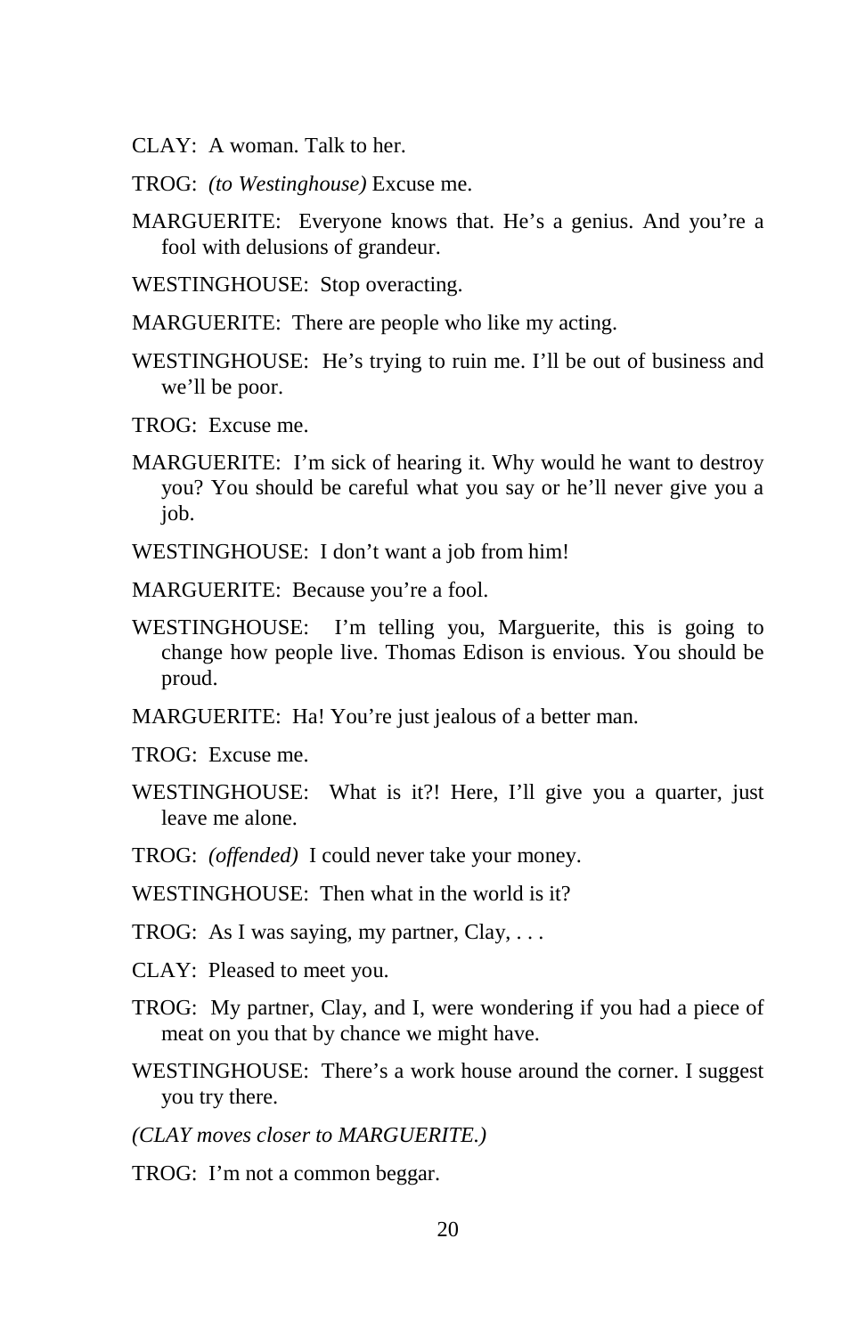CLAY: A woman. Talk to her.

TROG: *(to Westinghouse)* Excuse me.

MARGUERITE: Everyone knows that. He's a genius. And you're a fool with delusions of grandeur.

WESTINGHOUSE: Stop overacting.

MARGUERITE: There are people who like my acting.

WESTINGHOUSE: He's trying to ruin me. I'll be out of business and we'll be poor.

TROG: Excuse me.

MARGUERITE: I'm sick of hearing it. Why would he want to destroy you? You should be careful what you say or he'll never give you a job.

WESTINGHOUSE: I don't want a job from him!

MARGUERITE: Because you're a fool.

WESTINGHOUSE: I'm telling you, Marguerite, this is going to change how people live. Thomas Edison is envious. You should be proud.

MARGUERITE: Ha! You're just jealous of a better man.

TROG: Excuse me.

WESTINGHOUSE: What is it?! Here, I'll give you a quarter, just leave me alone.

TROG: *(offended)* I could never take your money.

WESTINGHOUSE: Then what in the world is it?

TROG: As I was saying, my partner, Clay, . . .

CLAY: Pleased to meet you.

TROG: My partner, Clay, and I, were wondering if you had a piece of meat on you that by chance we might have.

WESTINGHOUSE: There's a work house around the corner. I suggest you try there.

*(CLAY moves closer to MARGUERITE.)*

TROG: I'm not a common beggar.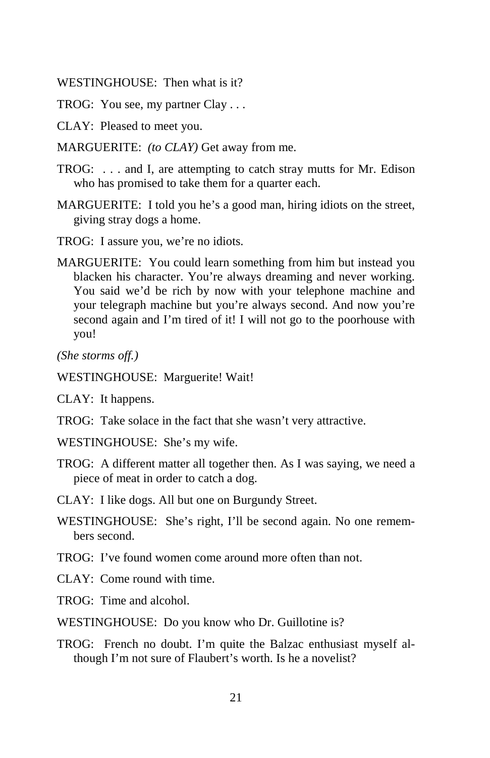WESTINGHOUSE: Then what is it?

TROG: You see, my partner Clay . . .

CLAY: Pleased to meet you.

MARGUERITE: *(to CLAY)* Get away from me.

TROG: . . . and I, are attempting to catch stray mutts for Mr. Edison who has promised to take them for a quarter each.

MARGUERITE: I told you he's a good man, hiring idiots on the street, giving stray dogs a home.

TROG: I assure you, we're no idiots.

MARGUERITE: You could learn something from him but instead you blacken his character. You're always dreaming and never working. You said we'd be rich by now with your telephone machine and your telegraph machine but you're always second. And now you're second again and I'm tired of it! I will not go to the poorhouse with you!

*(She storms off.)*

WESTINGHOUSE: Marguerite! Wait!

CLAY: It happens.

TROG: Take solace in the fact that she wasn't very attractive.

WESTINGHOUSE: She's my wife.

TROG: A different matter all together then. As I was saying, we need a piece of meat in order to catch a dog.

CLAY: I like dogs. All but one on Burgundy Street.

WESTINGHOUSE: She's right, I'll be second again. No one remembers second.

TROG: I've found women come around more often than not.

CLAY: Come round with time.

TROG: Time and alcohol.

WESTINGHOUSE: Do you know who Dr. Guillotine is?

TROG: French no doubt. I'm quite the Balzac enthusiast myself although I'm not sure of Flaubert's worth. Is he a novelist?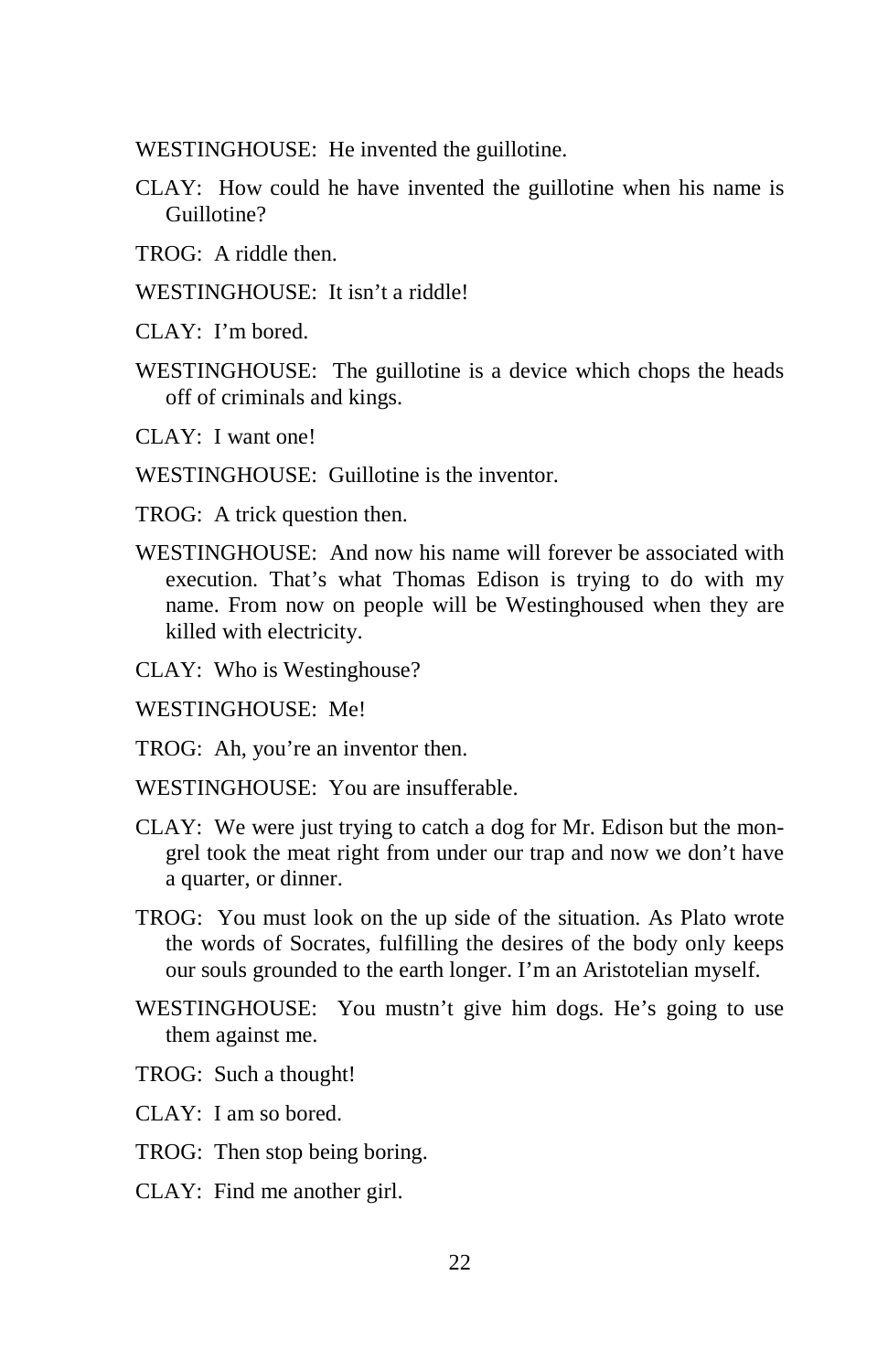WESTINGHOUSE: He invented the guillotine.

CLAY: How could he have invented the guillotine when his name is Guillotine?

TROG: A riddle then.

WESTINGHOUSE: It isn't a riddle!

CLAY: I'm bored.

WESTINGHOUSE: The guillotine is a device which chops the heads off of criminals and kings.

CLAY: I want one!

WESTINGHOUSE: Guillotine is the inventor.

TROG: A trick question then.

WESTINGHOUSE: And now his name will forever be associated with execution. That's what Thomas Edison is trying to do with my name. From now on people will be Westinghoused when they are killed with electricity.

CLAY: Who is Westinghouse?

WESTINGHOUSE: Me!

TROG: Ah, you're an inventor then.

WESTINGHOUSE: You are insufferable.

CLAY: We were just trying to catch a dog for Mr. Edison but the mongrel took the meat right from under our trap and now we don't have a quarter, or dinner.

TROG: You must look on the up side of the situation. As Plato wrote the words of Socrates, fulfilling the desires of the body only keeps our souls grounded to the earth longer. I'm an Aristotelian myself.

WESTINGHOUSE: You mustn't give him dogs. He's going to use them against me.

TROG: Such a thought!

CLAY: I am so bored.

TROG: Then stop being boring.

CLAY: Find me another girl.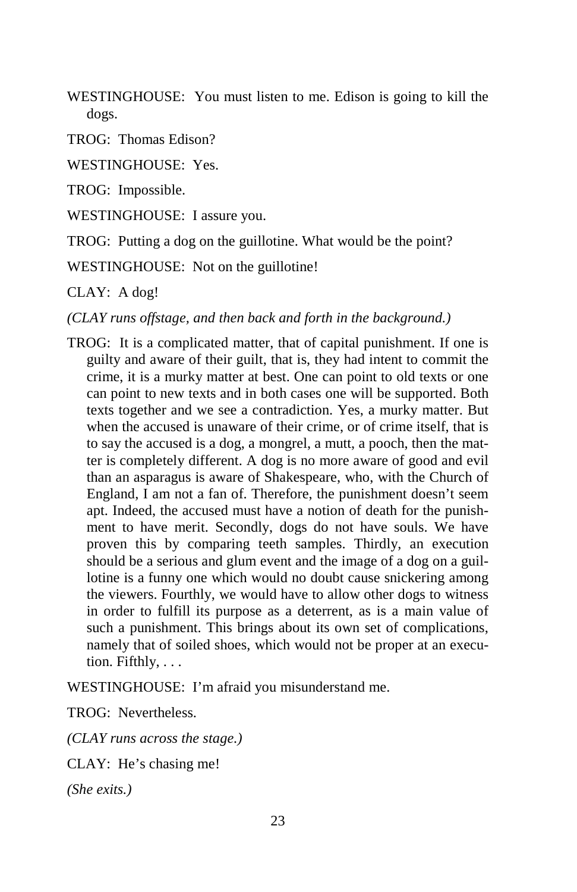WESTINGHOUSE: You must listen to me. Edison is going to kill the dogs.

TROG: Thomas Edison?

WESTINGHOUSE: Yes.

TROG: Impossible.

WESTINGHOUSE: I assure you.

TROG: Putting a dog on the guillotine. What would be the point?

WESTINGHOUSE: Not on the guillotine!

CLAY: A dog!

*(CLAY runs offstage, and then back and forth in the background.)*

TROG: It is a complicated matter, that of capital punishment. If one is guilty and aware of their guilt, that is, they had intent to commit the crime, it is a murky matter at best. One can point to old texts or one can point to new texts and in both cases one will be supported. Both texts together and we see a contradiction. Yes, a murky matter. But when the accused is unaware of their crime, or of crime itself, that is to say the accused is a dog, a mongrel, a mutt, a pooch, then the matter is completely different. A dog is no more aware of good and evil than an asparagus is aware of Shakespeare, who, with the Church of England, I am not a fan of. Therefore, the punishment doesn't seem apt. Indeed, the accused must have a notion of death for the punishment to have merit. Secondly, dogs do not have souls. We have proven this by comparing teeth samples. Thirdly, an execution should be a serious and glum event and the image of a dog on a guillotine is a funny one which would no doubt cause snickering among the viewers. Fourthly, we would have to allow other dogs to witness in order to fulfill its purpose as a deterrent, as is a main value of such a punishment. This brings about its own set of complications, namely that of soiled shoes, which would not be proper at an execution. Fifthly, . . .

WESTINGHOUSE: I'm afraid you misunderstand me.

TROG: Nevertheless.

*(CLAY runs across the stage.)*

CLAY: He's chasing me!

*(She exits.)*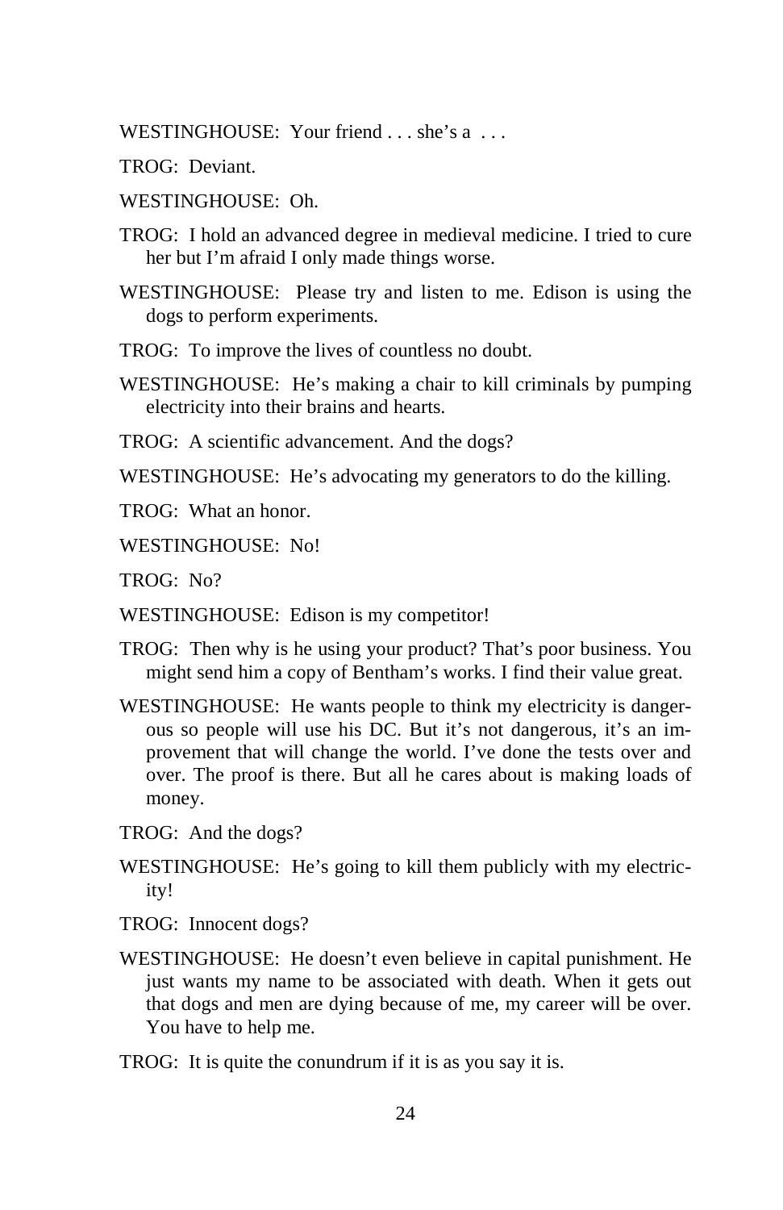WESTINGHOUSE: Your friend . . . she's a . . .

TROG: Deviant.

WESTINGHOUSE: Oh.

TROG: I hold an advanced degree in medieval medicine. I tried to cure her but I'm afraid I only made things worse.

WESTINGHOUSE: Please try and listen to me. Edison is using the dogs to perform experiments.

TROG: To improve the lives of countless no doubt.

WESTINGHOUSE: He's making a chair to kill criminals by pumping electricity into their brains and hearts.

TROG: A scientific advancement. And the dogs?

WESTINGHOUSE: He's advocating my generators to do the killing.

TROG: What an honor.

WESTINGHOUSE: No!

TROG: No?

WESTINGHOUSE: Edison is my competitor!

TROG: Then why is he using your product? That's poor business. You might send him a copy of Bentham's works. I find their value great.

WESTINGHOUSE: He wants people to think my electricity is dangerous so people will use his DC. But it's not dangerous, it's an improvement that will change the world. I've done the tests over and over. The proof is there. But all he cares about is making loads of money.

TROG: And the dogs?

WESTINGHOUSE: He's going to kill them publicly with my electricity!

TROG: Innocent dogs?

WESTINGHOUSE: He doesn't even believe in capital punishment. He just wants my name to be associated with death. When it gets out that dogs and men are dying because of me, my career will be over. You have to help me.

TROG: It is quite the conundrum if it is as you say it is.